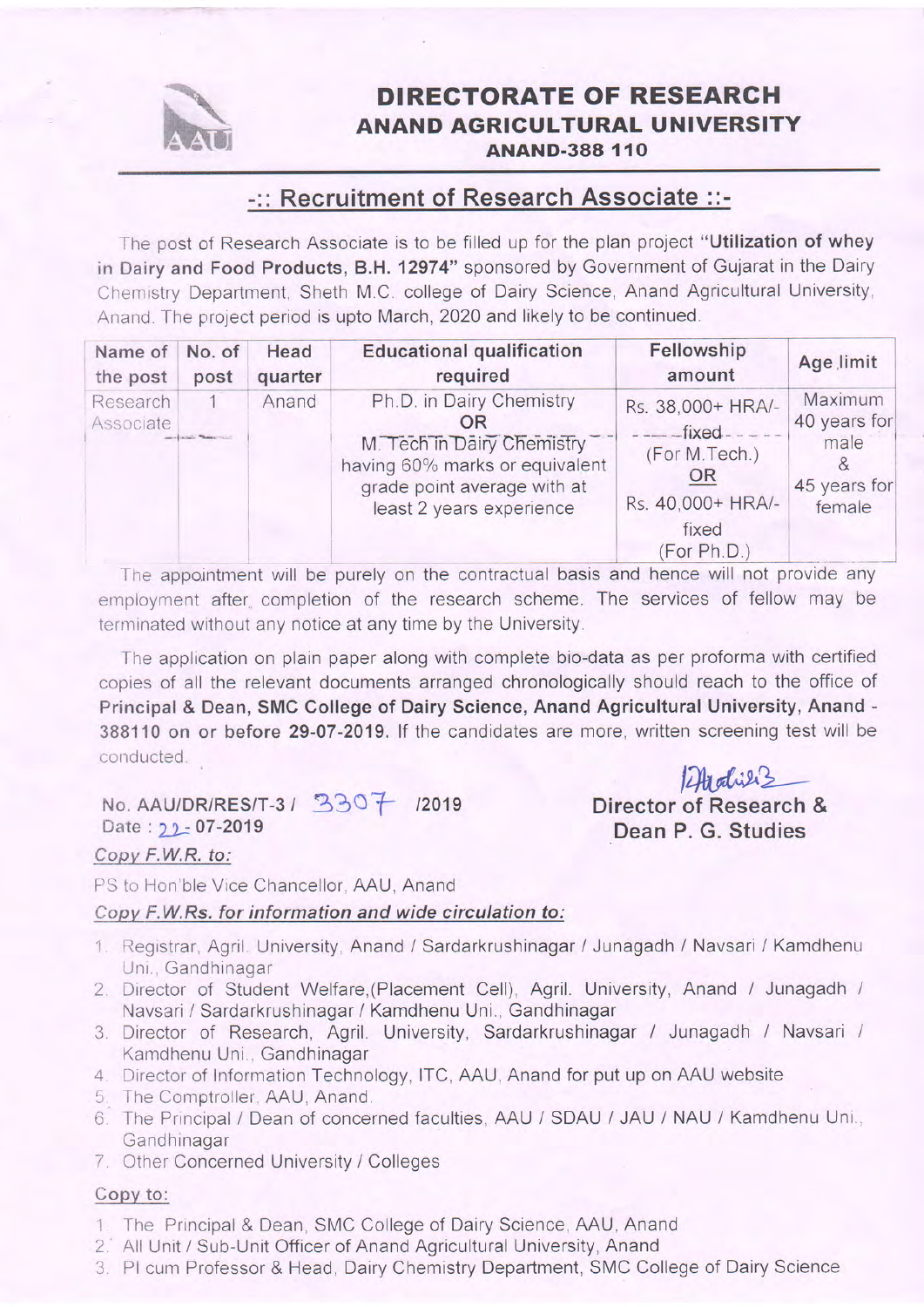# DIRECTORATE OF RESEARCH
## ANAND AGRICULTURAL UNIVERSITY
### ANAND-388 110

## -:: Recruitment of Research Associate ::-

The post of Research Associate is to be filled up for the plan project **"Utilization of whey in Dairy and Food Products, B.H. 12974"** sponsored by Government of Gujarat in the Dairy Chemistry Department, Sheth M.C. college of Dairy Science, Anand Agricultural University, Anand. The project period is upto March, 2020 and likely to be continued.

| Name of the post | No. of post | Head quarter | Educational qualification required | Fellowship amount | Age limit |
|---|---|---|---|---|---|
| Research Associate | 1 | Anand | Ph.D. in Dairy Chemistry **OR** M. Tech in Dairy Chemistry having 60% marks or equivalent grade point average with at least 2 years experience | Rs. 38,000+ HRA/- fixed (For M.Tech.) OR Rs. 40,000+ HRA/- fixed (For Ph.D.) | Maximum 40 years for male & 45 years for female |

The appointment will be purely on the contractual basis and hence will not provide any employment after completion of the research scheme. The services of fellow may be terminated without any notice at any time by the University.

The application on plain paper along with complete bio-data as per proforma with certified copies of all the relevant documents arranged chronologically should reach to the office of **Principal & Dean, SMC College of Dairy Science, Anand Agricultural University, Anand - 388110 on or before 29-07-2019.** If the candidates are more, written screening test will be conducted.

No. AAU/DR/RES/T-3 / 3307 /2019
Date : 22-07-2019

**Director of Research & Dean P. G. Studies**

*Copy F.W.R. to:*

PS to Hon'ble Vice Chancellor, AAU, Anand

***Copy F.W.Rs. for information and wide circulation to:***

1. Registrar, Agril. University, Anand / Sardarkrushinagar / Junagadh / Navsari / Kamdhenu Uni., Gandhinagar
2. Director of Student Welfare,(Placement Cell), Agril. University, Anand / Junagadh / Navsari / Sardarkrushinagar / Kamdhenu Uni., Gandhinagar
3. Director of Research, Agril. University, Sardarkrushinagar / Junagadh / Navsari / Kamdhenu Uni., Gandhinagar
4. Director of Information Technology, ITC, AAU, Anand for put up on AAU website
5. The Comptroller, AAU, Anand.
6. The Principal / Dean of concerned faculties, AAU / SDAU / JAU / NAU / Kamdhenu Uni., Gandhinagar
7. Other Concerned University / Colleges

Copy to:

1. The Principal & Dean, SMC College of Dairy Science, AAU, Anand
2. All Unit / Sub-Unit Officer of Anand Agricultural University, Anand
3. PI cum Professor & Head, Dairy Chemistry Department, SMC College of Dairy Science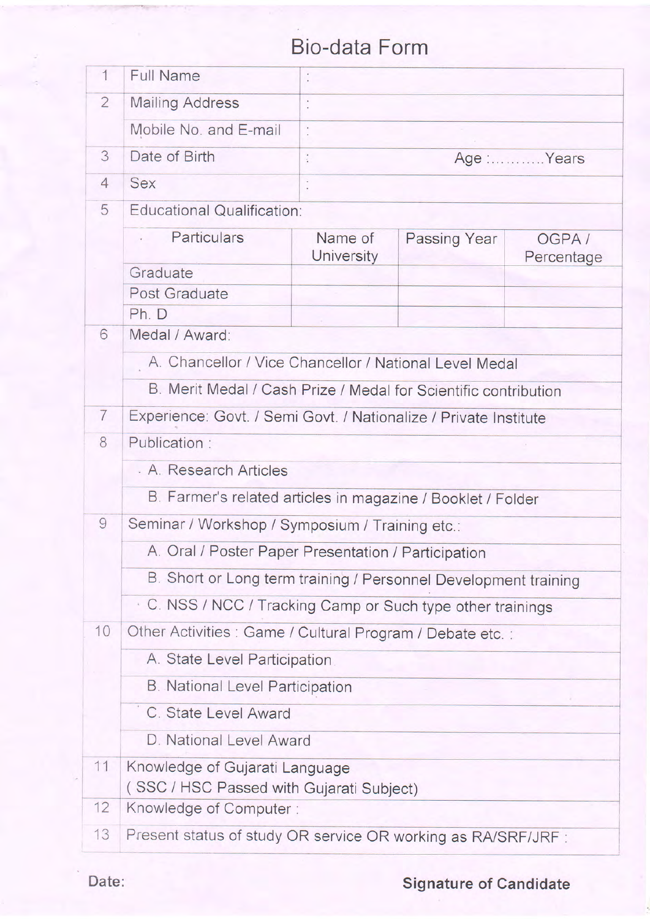# Bio-data Form

| | | |
|---|---|---|
| 1 | Full Name | : |
| 2 | Mailing Address | : |
| | Mobile No. and E-mail | : |
| 3 | Date of Birth | : Age :...........Years |
| 4 | Sex | : |
| 5 | Educational Qualification: | |

| Particulars | Name of University | Passing Year | OGPA / Percentage |
|---|---|---|---|
| Graduate | | | |
| Post Graduate | | | |
| Ph. D | | | |

| | |
|---|---|
| 6 | Medal / Award: |
| | A. Chancellor / Vice Chancellor / National Level Medal |
| | B. Merit Medal / Cash Prize / Medal for Scientific contribution |
| 7 | Experience: Govt. / Semi Govt. / Nationalize / Private Institute |
| 8 | Publication : |
| | A. Research Articles |
| | B. Farmer's related articles in magazine / Booklet / Folder |
| 9 | Seminar / Workshop / Symposium / Training etc.: |
| | A. Oral / Poster Paper Presentation / Participation |
| | B. Short or Long term training / Personnel Development training |
| | C. NSS / NCC / Tracking Camp or Such type other trainings |
| 10 | Other Activities : Game / Cultural Program / Debate etc. : |
| | A. State Level Participation |
| | B. National Level Participation |
| | C. State Level Award |
| | D. National Level Award |
| 11 | Knowledge of Gujarati Language ( SSC / HSC Passed with Gujarati Subject) |
| 12 | Knowledge of Computer : |
| 13 | Present status of study OR service OR working as RA/SRF/JRF : |

Date:

**Signature of Candidate**